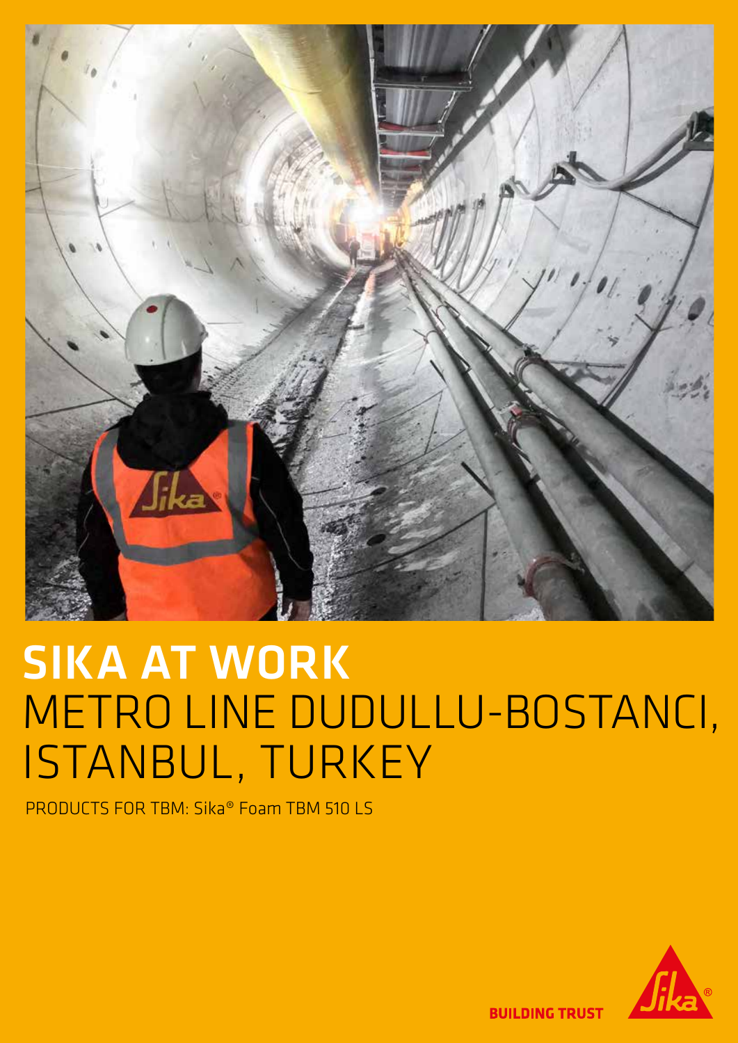# SIKA AT WORK
## METRO LINE DUDULLU-BOSTANCI, ISTANBUL, TURKEY

PRODUCTS FOR TBM: Sika® Foam TBM 510 LS

BUILDING TRUST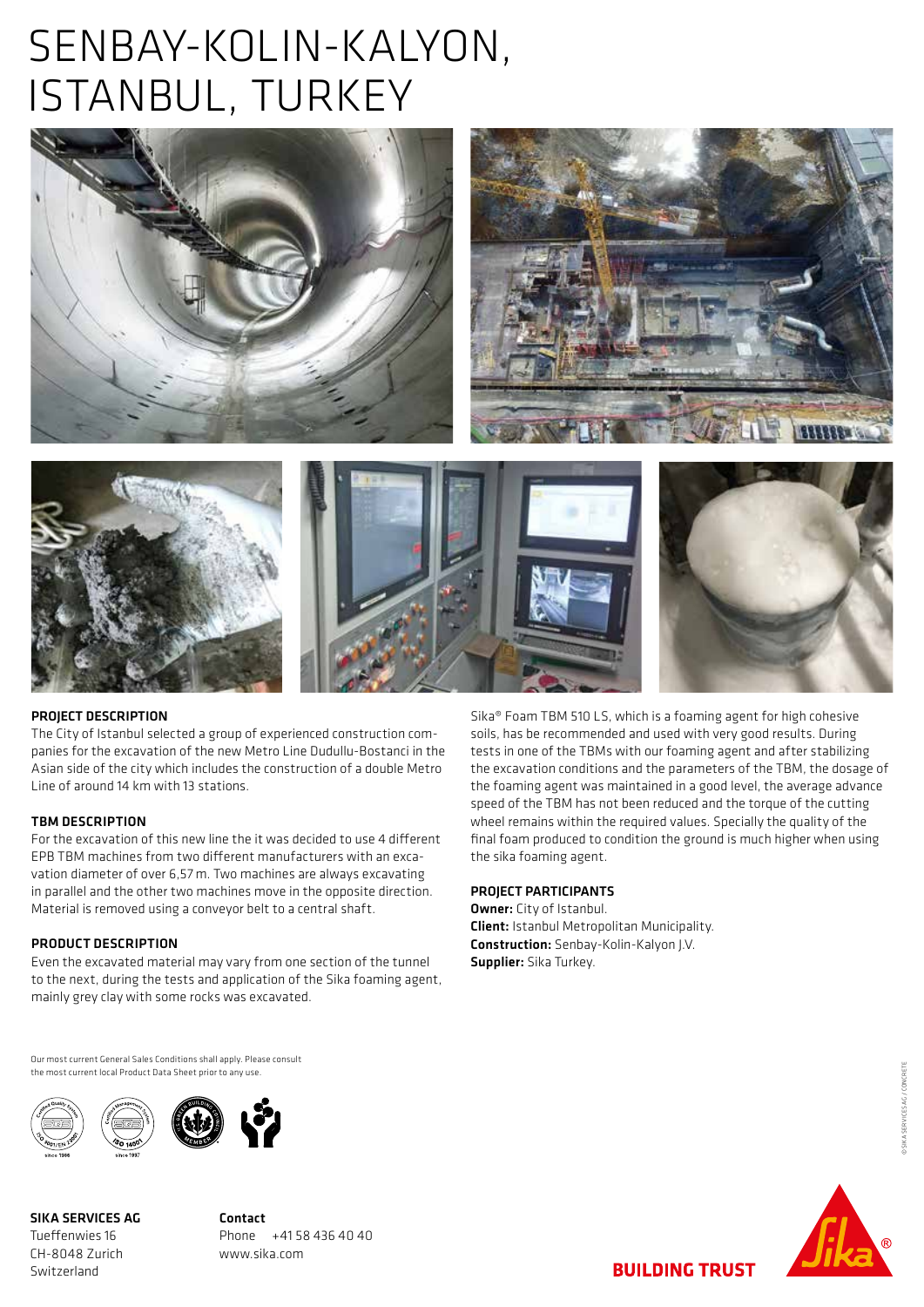# SENBAY-KOLIN-KALYON, ISTANBUL, TURKEY

### PROJECT DESCRIPTION

The City of Istanbul selected a group of experienced construction companies for the excavation of the new Metro Line Dudullu-Bostanci in the Asian side of the city which includes the construction of a double Metro Line of around 14 km with 13 stations.

### TBM DESCRIPTION

For the excavation of this new line the it was decided to use 4 different EPB TBM machines from two different manufacturers with an excavation diameter of over 6,57 m. Two machines are always excavating in parallel and the other two machines move in the opposite direction. Material is removed using a conveyor belt to a central shaft.

### PRODUCT DESCRIPTION

Even the excavated material may vary from one section of the tunnel to the next, during the tests and application of the Sika foaming agent, mainly grey clay with some rocks was excavated.

Sika® Foam TBM 510 LS, which is a foaming agent for high cohesive soils, has be recommended and used with very good results. During tests in one of the TBMs with our foaming agent and after stabilizing the excavation conditions and the parameters of the TBM, the dosage of the foaming agent was maintained in a good level, the average advance speed of the TBM has not been reduced and the torque of the cutting wheel remains within the required values. Specially the quality of the final foam produced to condition the ground is much higher when using the sika foaming agent.

### PROJECT PARTICIPANTS

**Owner:** City of Istanbul.
**Client:** Istanbul Metropolitan Municipality.
**Construction:** Senbay-Kolin-Kalyon J.V.
**Supplier:** Sika Turkey.

Our most current General Sales Conditions shall apply. Please consult the most current local Product Data Sheet prior to any use.

**SIKA SERVICES AG**
Tueffenwies 16
CH-8048 Zurich
Switzerland

**Contact**
Phone +41 58 436 40 40
www.sika.com

**BUILDING TRUST**